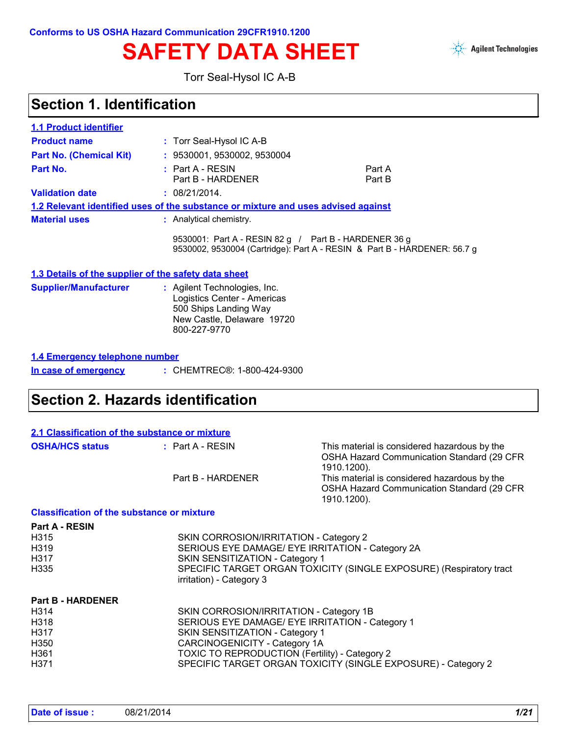Conforms to US OSHA Hazard Communication 29CFR1910.1200

# SAFETY DATA SHEET

Torr Seal-Hysol IC A-B

## Section 1. Identification

### 1.1 Product identifier

**Product name** : Torr Seal-Hysol IC A-B

**Part No. (Chemical Kit)** : 9530001, 9530002, 9530004

**Part No.** : Part A - RESIN — Part A
Part B - HARDENER — Part B

**Validation date** : 08/21/2014.

### 1.2 Relevant identified uses of the substance or mixture and uses advised against

**Material uses** : Analytical chemistry.

9530001: Part A - RESIN 82 g / Part B - HARDENER 36 g
9530002, 9530004 (Cartridge): Part A - RESIN & Part B - HARDENER: 56.7 g

### 1.3 Details of the supplier of the safety data sheet

**Supplier/Manufacturer** : Agilent Technologies, Inc.
Logistics Center - Americas
500 Ships Landing Way
New Castle, Delaware 19720
800-227-9770

### 1.4 Emergency telephone number

**In case of emergency** : CHEMTREC®: 1-800-424-9300

## Section 2. Hazards identification

### 2.1 Classification of the substance or mixture

**OSHA/HCS status** : Part A - RESIN — This material is considered hazardous by the OSHA Hazard Communication Standard (29 CFR 1910.1200).

Part B - HARDENER — This material is considered hazardous by the OSHA Hazard Communication Standard (29 CFR 1910.1200).

**Classification of the substance or mixture**

**Part A - RESIN**

| | |
|---|---|
| H315 | SKIN CORROSION/IRRITATION - Category 2 |
| H319 | SERIOUS EYE DAMAGE/ EYE IRRITATION - Category 2A |
| H317 | SKIN SENSITIZATION - Category 1 |
| H335 | SPECIFIC TARGET ORGAN TOXICITY (SINGLE EXPOSURE) (Respiratory tract irritation) - Category 3 |

**Part B - HARDENER**

| | |
|---|---|
| H314 | SKIN CORROSION/IRRITATION - Category 1B |
| H318 | SERIOUS EYE DAMAGE/ EYE IRRITATION - Category 1 |
| H317 | SKIN SENSITIZATION - Category 1 |
| H350 | CARCINOGENICITY - Category 1A |
| H361 | TOXIC TO REPRODUCTION (Fertility) - Category 2 |
| H371 | SPECIFIC TARGET ORGAN TOXICITY (SINGLE EXPOSURE) - Category 2 |

**Date of issue :** 08/21/2014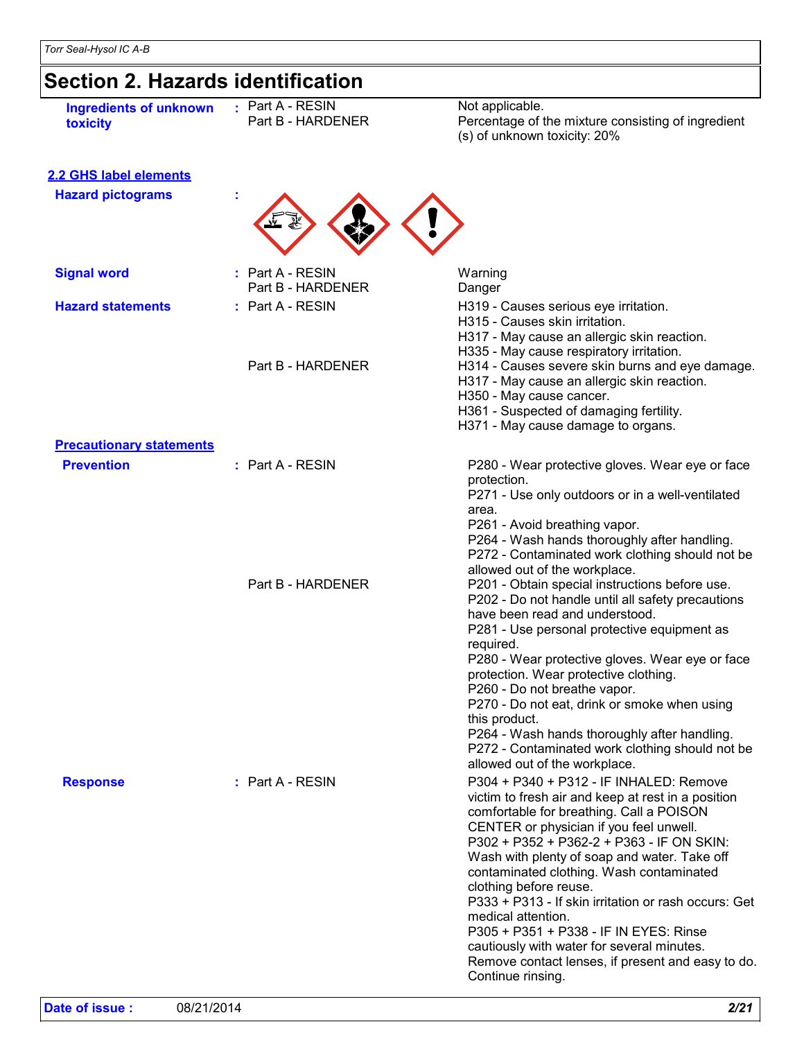# Section 2. Hazards identification

| | | | |
|---|---|---|---|
| **Ingredients of unknown toxicity** | : | Part A - RESIN | Not applicable. |
| | | Part B - HARDENER | Percentage of the mixture consisting of ingredient (s) of unknown toxicity: 20% |

## 2.2 GHS label elements

**Hazard pictograms** :

| | | | |
|---|---|---|---|
| **Signal word** | : | Part A - RESIN | Warning |
| | | Part B - HARDENER | Danger |
| **Hazard statements** | : | Part A - RESIN | H319 - Causes serious eye irritation.<br>H315 - Causes skin irritation.<br>H317 - May cause an allergic skin reaction.<br>H335 - May cause respiratory irritation. |
| | | Part B - HARDENER | H314 - Causes severe skin burns and eye damage.<br>H317 - May cause an allergic skin reaction.<br>H350 - May cause cancer.<br>H361 - Suspected of damaging fertility.<br>H371 - May cause damage to organs. |

**Precautionary statements**

| | | | |
|---|---|---|---|
| **Prevention** | : | Part A - RESIN | P280 - Wear protective gloves. Wear eye or face protection.<br>P271 - Use only outdoors or in a well-ventilated area.<br>P261 - Avoid breathing vapor.<br>P264 - Wash hands thoroughly after handling.<br>P272 - Contaminated work clothing should not be allowed out of the workplace. |
| | | Part B - HARDENER | P201 - Obtain special instructions before use.<br>P202 - Do not handle until all safety precautions have been read and understood.<br>P281 - Use personal protective equipment as required.<br>P280 - Wear protective gloves. Wear eye or face protection. Wear protective clothing.<br>P260 - Do not breathe vapor.<br>P270 - Do not eat, drink or smoke when using this product.<br>P264 - Wash hands thoroughly after handling.<br>P272 - Contaminated work clothing should not be allowed out of the workplace. |
| **Response** | : | Part A - RESIN | P304 + P340 + P312 - IF INHALED: Remove victim to fresh air and keep at rest in a position comfortable for breathing. Call a POISON CENTER or physician if you feel unwell.<br>P302 + P352 + P362-2 + P363 - IF ON SKIN: Wash with plenty of soap and water. Take off contaminated clothing. Wash contaminated clothing before reuse.<br>P333 + P313 - If skin irritation or rash occurs: Get medical attention.<br>P305 + P351 + P338 - IF IN EYES: Rinse cautiously with water for several minutes. Remove contact lenses, if present and easy to do. Continue rinsing. |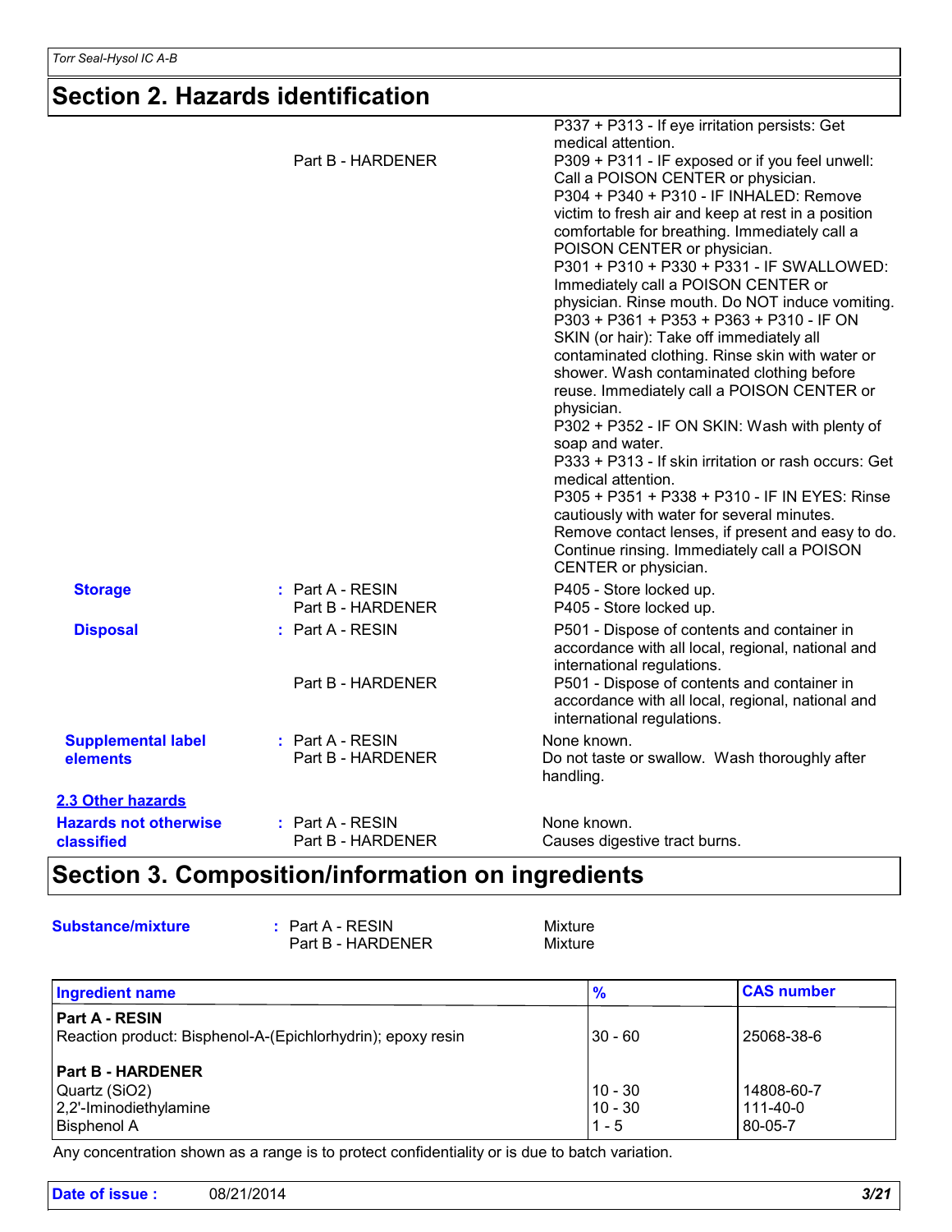## Section 2. Hazards identification

|  |  |  |
|---|---|---|
|  |  | P337 + P313 - If eye irritation persists: Get medical attention. |
|  | Part B - HARDENER | P309 + P311 - IF exposed or if you feel unwell: Call a POISON CENTER or physician. P304 + P340 + P310 - IF INHALED: Remove victim to fresh air and keep at rest in a position comfortable for breathing. Immediately call a POISON CENTER or physician. P301 + P310 + P330 + P331 - IF SWALLOWED: Immediately call a POISON CENTER or physician. Rinse mouth. Do NOT induce vomiting. P303 + P361 + P353 + P363 + P310 - IF ON SKIN (or hair): Take off immediately all contaminated clothing. Rinse skin with water or shower. Wash contaminated clothing before reuse. Immediately call a POISON CENTER or physician. P302 + P352 - IF ON SKIN: Wash with plenty of soap and water. P333 + P313 - If skin irritation or rash occurs: Get medical attention. P305 + P351 + P338 + P310 - IF IN EYES: Rinse cautiously with water for several minutes. Remove contact lenses, if present and easy to do. Continue rinsing. Immediately call a POISON CENTER or physician. |
| **Storage** | : Part A - RESIN | P405 - Store locked up. |
|  | Part B - HARDENER | P405 - Store locked up. |
| **Disposal** | : Part A - RESIN | P501 - Dispose of contents and container in accordance with all local, regional, national and international regulations. |
|  | Part B - HARDENER | P501 - Dispose of contents and container in accordance with all local, regional, national and international regulations. |
| **Supplemental label elements** | : Part A - RESIN | None known. |
|  | Part B - HARDENER | Do not taste or swallow. Wash thoroughly after handling. |

### 2.3 Other hazards

|  |  |  |
|---|---|---|
| **Hazards not otherwise classified** | : Part A - RESIN | None known. |
|  | Part B - HARDENER | Causes digestive tract burns. |

## Section 3. Composition/information on ingredients

|  |  |  |
|---|---|---|
| **Substance/mixture** | : Part A - RESIN | Mixture |
|  | Part B - HARDENER | Mixture |

| Ingredient name | % | CAS number |
|---|---|---|
| **Part A - RESIN** |  |  |
| Reaction product: Bisphenol-A-(Epichlorhydrin); epoxy resin | 30 - 60 | 25068-38-6 |
| **Part B - HARDENER** |  |  |
| Quartz ($SiO_2$) | 10 - 30 | 14808-60-7 |
| 2,2'-Iminodiethylamine | 10 - 30 | 111-40-0 |
| Bisphenol A | 1 - 5 | 80-05-7 |

Any concentration shown as a range is to protect confidentiality or is due to batch variation.

**Date of issue :** 08/21/2014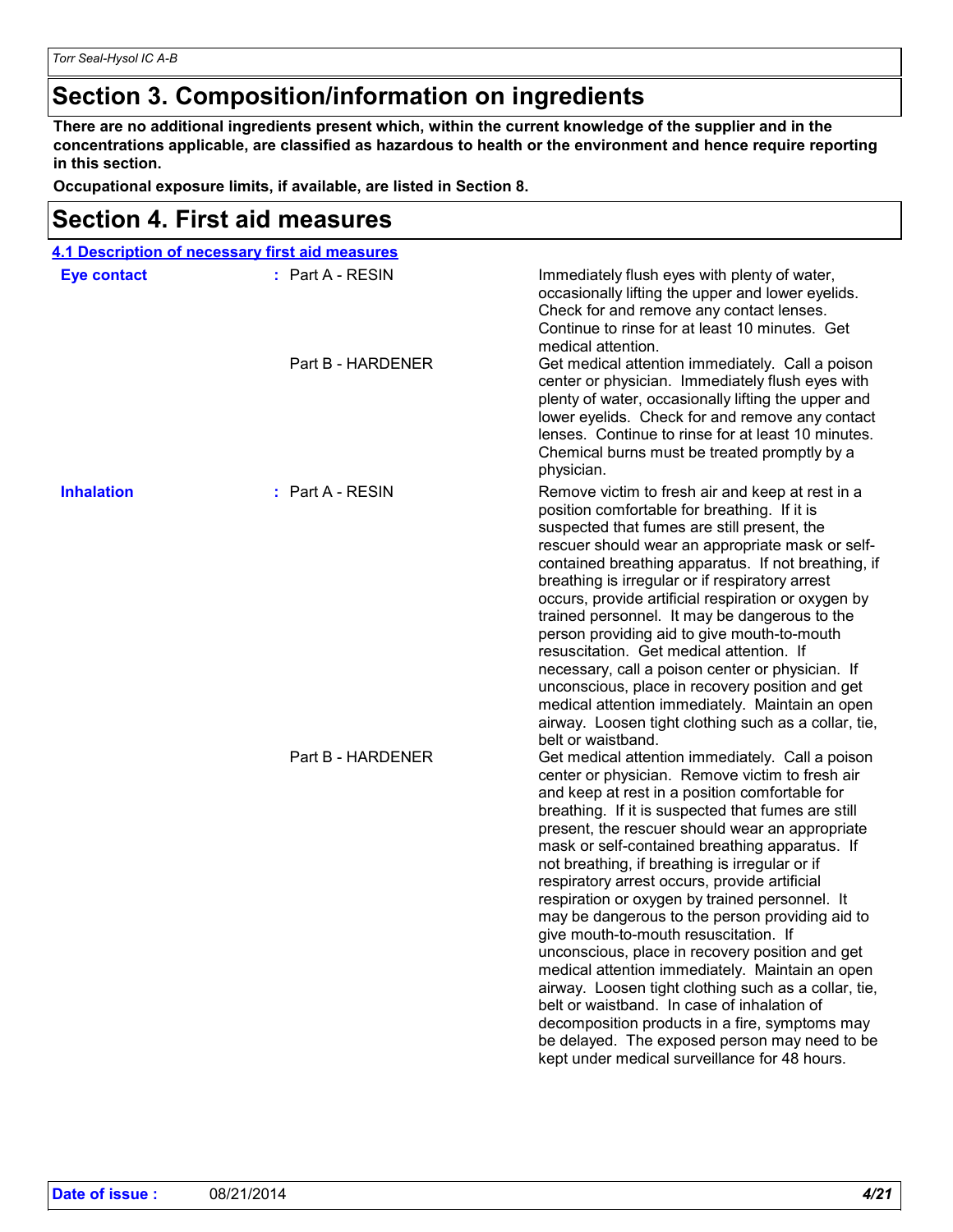# Section 3. Composition/information on ingredients

**There are no additional ingredients present which, within the current knowledge of the supplier and in the concentrations applicable, are classified as hazardous to health or the environment and hence require reporting in this section.**

**Occupational exposure limits, if available, are listed in Section 8.**

# Section 4. First aid measures

## 4.1 Description of necessary first aid measures

| | | |
|---|---|---|
| **Eye contact** | : Part A - RESIN | Immediately flush eyes with plenty of water, occasionally lifting the upper and lower eyelids. Check for and remove any contact lenses. Continue to rinse for at least 10 minutes. Get medical attention. |
| | Part B - HARDENER | Get medical attention immediately. Call a poison center or physician. Immediately flush eyes with plenty of water, occasionally lifting the upper and lower eyelids. Check for and remove any contact lenses. Continue to rinse for at least 10 minutes. Chemical burns must be treated promptly by a physician. |
| **Inhalation** | : Part A - RESIN | Remove victim to fresh air and keep at rest in a position comfortable for breathing. If it is suspected that fumes are still present, the rescuer should wear an appropriate mask or self-contained breathing apparatus. If not breathing, if breathing is irregular or if respiratory arrest occurs, provide artificial respiration or oxygen by trained personnel. It may be dangerous to the person providing aid to give mouth-to-mouth resuscitation. Get medical attention. If necessary, call a poison center or physician. If unconscious, place in recovery position and get medical attention immediately. Maintain an open airway. Loosen tight clothing such as a collar, tie, belt or waistband. |
| | Part B - HARDENER | Get medical attention immediately. Call a poison center or physician. Remove victim to fresh air and keep at rest in a position comfortable for breathing. If it is suspected that fumes are still present, the rescuer should wear an appropriate mask or self-contained breathing apparatus. If not breathing, if breathing is irregular or if respiratory arrest occurs, provide artificial respiration or oxygen by trained personnel. It may be dangerous to the person providing aid to give mouth-to-mouth resuscitation. If unconscious, place in recovery position and get medical attention immediately. Maintain an open airway. Loosen tight clothing such as a collar, tie, belt or waistband. In case of inhalation of decomposition products in a fire, symptoms may be delayed. The exposed person may need to be kept under medical surveillance for 48 hours. |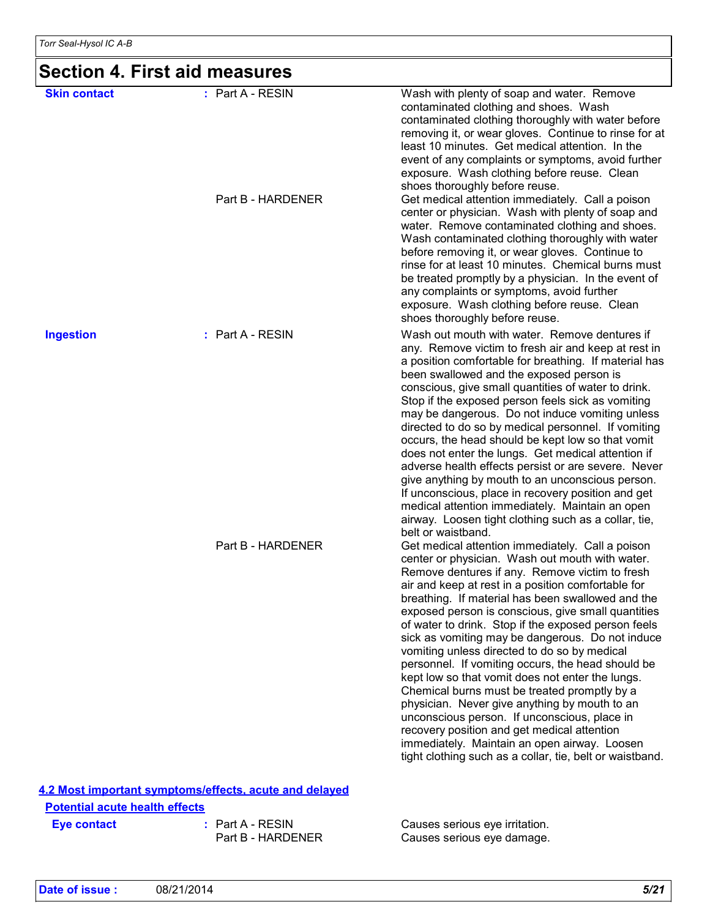## Section 4. First aid measures

| | | |
|---|---|---|
| **Skin contact** | : Part A - RESIN | Wash with plenty of soap and water. Remove contaminated clothing and shoes. Wash contaminated clothing thoroughly with water before removing it, or wear gloves. Continue to rinse for at least 10 minutes. Get medical attention. In the event of any complaints or symptoms, avoid further exposure. Wash clothing before reuse. Clean shoes thoroughly before reuse. |
| | Part B - HARDENER | Get medical attention immediately. Call a poison center or physician. Wash with plenty of soap and water. Remove contaminated clothing and shoes. Wash contaminated clothing thoroughly with water before removing it, or wear gloves. Continue to rinse for at least 10 minutes. Chemical burns must be treated promptly by a physician. In the event of any complaints or symptoms, avoid further exposure. Wash clothing before reuse. Clean shoes thoroughly before reuse. |
| **Ingestion** | : Part A - RESIN | Wash out mouth with water. Remove dentures if any. Remove victim to fresh air and keep at rest in a position comfortable for breathing. If material has been swallowed and the exposed person is conscious, give small quantities of water to drink. Stop if the exposed person feels sick as vomiting may be dangerous. Do not induce vomiting unless directed to do so by medical personnel. If vomiting occurs, the head should be kept low so that vomit does not enter the lungs. Get medical attention if adverse health effects persist or are severe. Never give anything by mouth to an unconscious person. If unconscious, place in recovery position and get medical attention immediately. Maintain an open airway. Loosen tight clothing such as a collar, tie, belt or waistband. |
| | Part B - HARDENER | Get medical attention immediately. Call a poison center or physician. Wash out mouth with water. Remove dentures if any. Remove victim to fresh air and keep at rest in a position comfortable for breathing. If material has been swallowed and the exposed person is conscious, give small quantities of water to drink. Stop if the exposed person feels sick as vomiting may be dangerous. Do not induce vomiting unless directed to do so by medical personnel. If vomiting occurs, the head should be kept low so that vomit does not enter the lungs. Chemical burns must be treated promptly by a physician. Never give anything by mouth to an unconscious person. If unconscious, place in recovery position and get medical attention immediately. Maintain an open airway. Loosen tight clothing such as a collar, tie, belt or waistband. |

### 4.2 Most important symptoms/effects, acute and delayed

#### Potential acute health effects

| | | |
|---|---|---|
| **Eye contact** | : Part A - RESIN | Causes serious eye irritation. |
| | Part B - HARDENER | Causes serious eye damage. |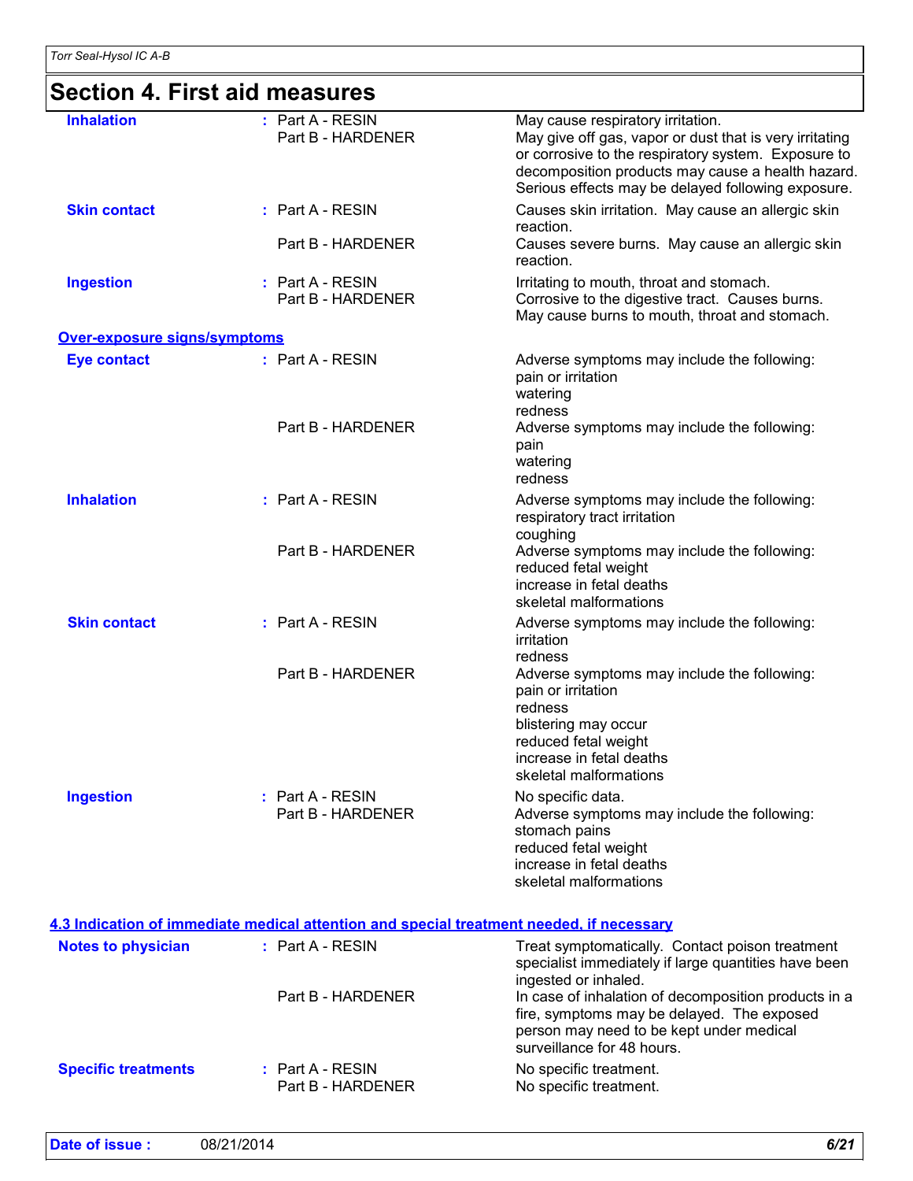# Section 4. First aid measures

| | | |
|---|---|---|
| **Inhalation** | : Part A - RESIN<br>Part B - HARDENER | May cause respiratory irritation.<br>May give off gas, vapor or dust that is very irritating or corrosive to the respiratory system. Exposure to decomposition products may cause a health hazard. Serious effects may be delayed following exposure. |
| **Skin contact** | : Part A - RESIN | Causes skin irritation. May cause an allergic skin reaction. |
| | Part B - HARDENER | Causes severe burns. May cause an allergic skin reaction. |
| **Ingestion** | : Part A - RESIN<br>Part B - HARDENER | Irritating to mouth, throat and stomach.<br>Corrosive to the digestive tract. Causes burns. May cause burns to mouth, throat and stomach. |

## Over-exposure signs/symptoms

| | | |
|---|---|---|
| **Eye contact** | : Part A - RESIN | Adverse symptoms may include the following:<br>pain or irritation<br>watering<br>redness |
| | Part B - HARDENER | Adverse symptoms may include the following:<br>pain<br>watering<br>redness |
| **Inhalation** | : Part A - RESIN | Adverse symptoms may include the following:<br>respiratory tract irritation<br>coughing |
| | Part B - HARDENER | Adverse symptoms may include the following:<br>reduced fetal weight<br>increase in fetal deaths<br>skeletal malformations |
| **Skin contact** | : Part A - RESIN | Adverse symptoms may include the following:<br>irritation<br>redness |
| | Part B - HARDENER | Adverse symptoms may include the following:<br>pain or irritation<br>redness<br>blistering may occur<br>reduced fetal weight<br>increase in fetal deaths<br>skeletal malformations |
| **Ingestion** | : Part A - RESIN<br>Part B - HARDENER | No specific data.<br>Adverse symptoms may include the following:<br>stomach pains<br>reduced fetal weight<br>increase in fetal deaths<br>skeletal malformations |

## 4.3 Indication of immediate medical attention and special treatment needed, if necessary

| | | |
|---|---|---|
| **Notes to physician** | : Part A - RESIN | Treat symptomatically. Contact poison treatment specialist immediately if large quantities have been ingested or inhaled. |
| | Part B - HARDENER | In case of inhalation of decomposition products in a fire, symptoms may be delayed. The exposed person may need to be kept under medical surveillance for 48 hours. |
| **Specific treatments** | : Part A - RESIN<br>Part B - HARDENER | No specific treatment.<br>No specific treatment. |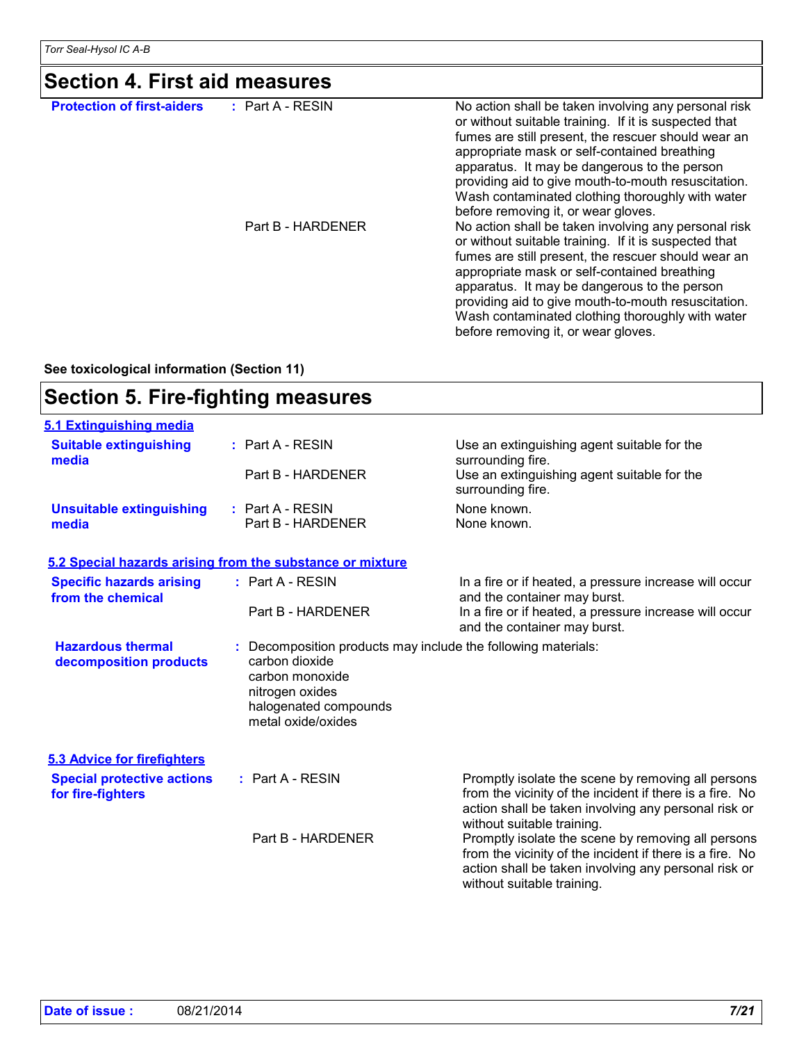## Section 4. First aid measures

| | | |
|---|---|---|
| **Protection of first-aiders** | : Part A - RESIN | No action shall be taken involving any personal risk or without suitable training. If it is suspected that fumes are still present, the rescuer should wear an appropriate mask or self-contained breathing apparatus. It may be dangerous to the person providing aid to give mouth-to-mouth resuscitation. Wash contaminated clothing thoroughly with water before removing it, or wear gloves. |
| | Part B - HARDENER | No action shall be taken involving any personal risk or without suitable training. If it is suspected that fumes are still present, the rescuer should wear an appropriate mask or self-contained breathing apparatus. It may be dangerous to the person providing aid to give mouth-to-mouth resuscitation. Wash contaminated clothing thoroughly with water before removing it, or wear gloves. |

**See toxicological information (Section 11)**

## Section 5. Fire-fighting measures

### 5.1 Extinguishing media

| | | |
|---|---|---|
| **Suitable extinguishing media** | : Part A - RESIN | Use an extinguishing agent suitable for the surrounding fire. |
| | Part B - HARDENER | Use an extinguishing agent suitable for the surrounding fire. |
| **Unsuitable extinguishing media** | : Part A - RESIN | None known. |
| | Part B - HARDENER | None known. |

### 5.2 Special hazards arising from the substance or mixture

| | | |
|---|---|---|
| **Specific hazards arising from the chemical** | : Part A - RESIN | In a fire or if heated, a pressure increase will occur and the container may burst. |
| | Part B - HARDENER | In a fire or if heated, a pressure increase will occur and the container may burst. |

**Hazardous thermal decomposition products** : Decomposition products may include the following materials:
carbon dioxide
carbon monoxide
nitrogen oxides
halogenated compounds
metal oxide/oxides

### 5.3 Advice for firefighters

| | | |
|---|---|---|
| **Special protective actions for fire-fighters** | : Part A - RESIN | Promptly isolate the scene by removing all persons from the vicinity of the incident if there is a fire. No action shall be taken involving any personal risk or without suitable training. |
| | Part B - HARDENER | Promptly isolate the scene by removing all persons from the vicinity of the incident if there is a fire. No action shall be taken involving any personal risk or without suitable training. |

**Date of issue :** 08/21/2014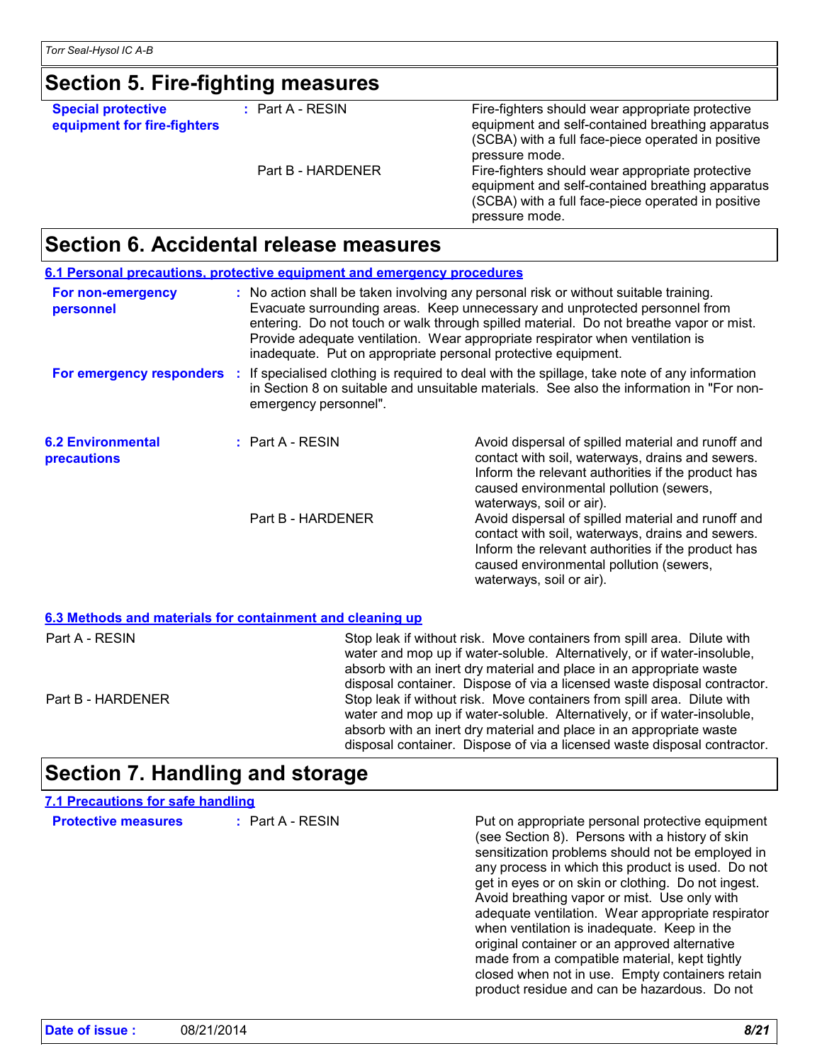## Section 5. Fire-fighting measures

**Special protective equipment for fire-fighters** : Part A - RESIN — Fire-fighters should wear appropriate protective equipment and self-contained breathing apparatus (SCBA) with a full face-piece operated in positive pressure mode.

Part B - HARDENER — Fire-fighters should wear appropriate protective equipment and self-contained breathing apparatus (SCBA) with a full face-piece operated in positive pressure mode.

## Section 6. Accidental release measures

### 6.1 Personal precautions, protective equipment and emergency procedures

**For non-emergency personnel** : No action shall be taken involving any personal risk or without suitable training. Evacuate surrounding areas. Keep unnecessary and unprotected personnel from entering. Do not touch or walk through spilled material. Do not breathe vapor or mist. Provide adequate ventilation. Wear appropriate respirator when ventilation is inadequate. Put on appropriate personal protective equipment.

**For emergency responders** : If specialised clothing is required to deal with the spillage, take note of any information in Section 8 on suitable and unsuitable materials. See also the information in "For non-emergency personnel".

### 6.2 Environmental precautions

Part A - RESIN : Avoid dispersal of spilled material and runoff and contact with soil, waterways, drains and sewers. Inform the relevant authorities if the product has caused environmental pollution (sewers, waterways, soil or air).

Part B - HARDENER : Avoid dispersal of spilled material and runoff and contact with soil, waterways, drains and sewers. Inform the relevant authorities if the product has caused environmental pollution (sewers, waterways, soil or air).

### 6.3 Methods and materials for containment and cleaning up

Part A - RESIN : Stop leak if without risk. Move containers from spill area. Dilute with water and mop up if water-soluble. Alternatively, or if water-insoluble, absorb with an inert dry material and place in an appropriate waste disposal container. Dispose of via a licensed waste disposal contractor.

Part B - HARDENER : Stop leak if without risk. Move containers from spill area. Dilute with water and mop up if water-soluble. Alternatively, or if water-insoluble, absorb with an inert dry material and place in an appropriate waste disposal container. Dispose of via a licensed waste disposal contractor.

## Section 7. Handling and storage

### 7.1 Precautions for safe handling

**Protective measures** : Part A - RESIN — Put on appropriate personal protective equipment (see Section 8). Persons with a history of skin sensitization problems should not be employed in any process in which this product is used. Do not get in eyes or on skin or clothing. Do not ingest. Avoid breathing vapor or mist. Use only with adequate ventilation. Wear appropriate respirator when ventilation is inadequate. Keep in the original container or an approved alternative made from a compatible material, kept tightly closed when not in use. Empty containers retain product residue and can be hazardous. Do not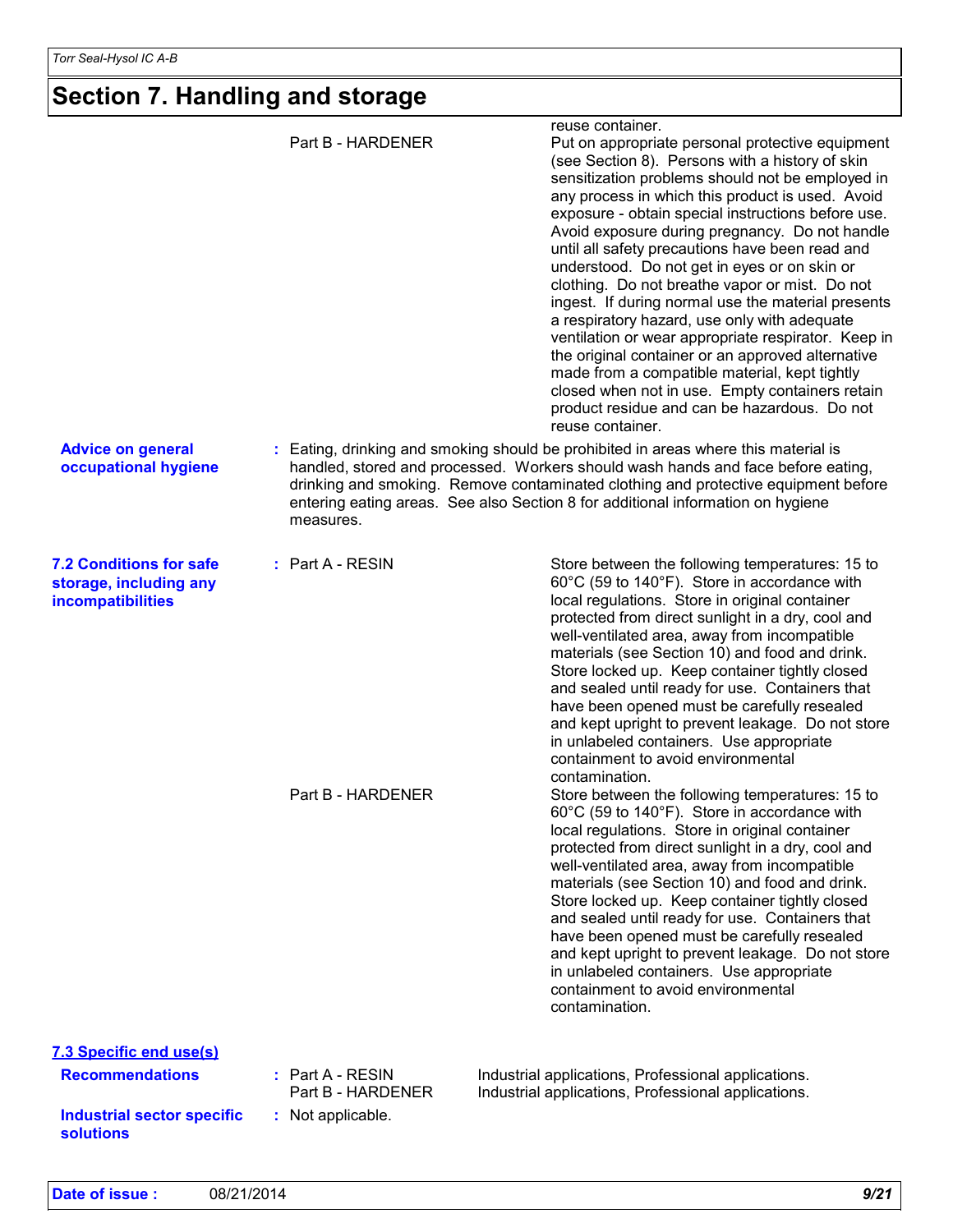## Section 7. Handling and storage

| | | |
|---|---|---|
| | | reuse container. |
| | Part B - HARDENER | Put on appropriate personal protective equipment (see Section 8). Persons with a history of skin sensitization problems should not be employed in any process in which this product is used. Avoid exposure - obtain special instructions before use. Avoid exposure during pregnancy. Do not handle until all safety precautions have been read and understood. Do not get in eyes or on skin or clothing. Do not breathe vapor or mist. Do not ingest. If during normal use the material presents a respiratory hazard, use only with adequate ventilation or wear appropriate respirator. Keep in the original container or an approved alternative made from a compatible material, kept tightly closed when not in use. Empty containers retain product residue and can be hazardous. Do not reuse container. |

**Advice on general occupational hygiene** : Eating, drinking and smoking should be prohibited in areas where this material is handled, stored and processed. Workers should wash hands and face before eating, drinking and smoking. Remove contaminated clothing and protective equipment before entering eating areas. See also Section 8 for additional information on hygiene measures.

**7.2 Conditions for safe storage, including any incompatibilities**

| | |
|---|---|
| Part A - RESIN | Store between the following temperatures: 15 to 60°C (59 to 140°F). Store in accordance with local regulations. Store in original container protected from direct sunlight in a dry, cool and well-ventilated area, away from incompatible materials (see Section 10) and food and drink. Store locked up. Keep container tightly closed and sealed until ready for use. Containers that have been opened must be carefully resealed and kept upright to prevent leakage. Do not store in unlabeled containers. Use appropriate containment to avoid environmental contamination. |
| Part B - HARDENER | Store between the following temperatures: 15 to 60°C (59 to 140°F). Store in accordance with local regulations. Store in original container protected from direct sunlight in a dry, cool and well-ventilated area, away from incompatible materials (see Section 10) and food and drink. Store locked up. Keep container tightly closed and sealed until ready for use. Containers that have been opened must be carefully resealed and kept upright to prevent leakage. Do not store in unlabeled containers. Use appropriate containment to avoid environmental contamination. |

**7.3 Specific end use(s)**

**Recommendations** :

| | |
|---|---|
| Part A - RESIN | Industrial applications, Professional applications. |
| Part B - HARDENER | Industrial applications, Professional applications. |

**Industrial sector specific solutions** : Not applicable.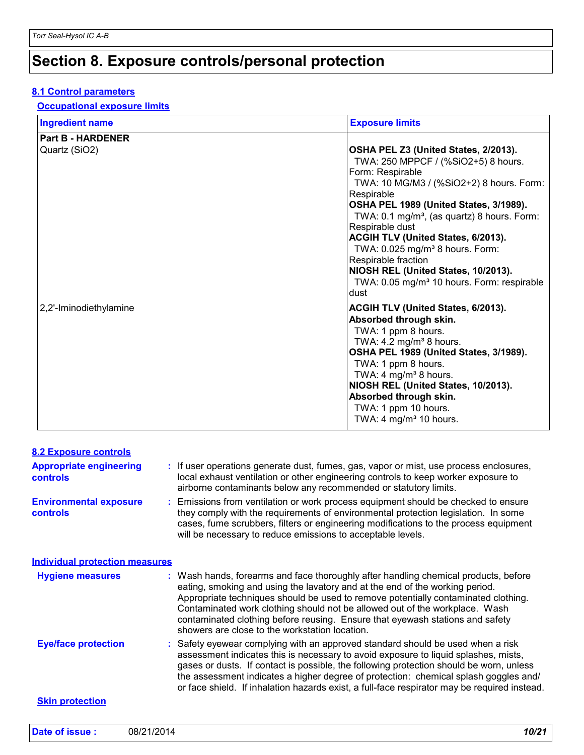# Section 8. Exposure controls/personal protection

### 8.1 Control parameters

#### Occupational exposure limits

| Ingredient name | Exposure limits |
|---|---|
| **Part B - HARDENER** | |
| Quartz ($SiO_2$) | **OSHA PEL Z3 (United States, 2/2013).**<br>TWA: 250 MPPCF / (%SiO2+5) 8 hours. Form: Respirable<br>TWA: 10 MG/M3 / (%SiO2+2) 8 hours. Form: Respirable<br>**OSHA PEL 1989 (United States, 3/1989).**<br>TWA: 0.1 mg/m³, (as quartz) 8 hours. Form: Respirable dust<br>**ACGIH TLV (United States, 6/2013).**<br>TWA: 0.025 mg/m³ 8 hours. Form: Respirable fraction<br>**NIOSH REL (United States, 10/2013).**<br>TWA: 0.05 mg/m³ 10 hours. Form: respirable dust |
| 2,2'-Iminodiethylamine | **ACGIH TLV (United States, 6/2013). Absorbed through skin.**<br>TWA: 1 ppm 8 hours.<br>TWA: 4.2 mg/m³ 8 hours.<br>**OSHA PEL 1989 (United States, 3/1989).**<br>TWA: 1 ppm 8 hours.<br>TWA: 4 mg/m³ 8 hours.<br>**NIOSH REL (United States, 10/2013). Absorbed through skin.**<br>TWA: 1 ppm 10 hours.<br>TWA: 4 mg/m³ 10 hours. |

### 8.2 Exposure controls

**Appropriate engineering controls** : If user operations generate dust, fumes, gas, vapor or mist, use process enclosures, local exhaust ventilation or other engineering controls to keep worker exposure to airborne contaminants below any recommended or statutory limits.

**Environmental exposure controls** : Emissions from ventilation or work process equipment should be checked to ensure they comply with the requirements of environmental protection legislation. In some cases, fume scrubbers, filters or engineering modifications to the process equipment will be necessary to reduce emissions to acceptable levels.

#### Individual protection measures

**Hygiene measures** : Wash hands, forearms and face thoroughly after handling chemical products, before eating, smoking and using the lavatory and at the end of the working period. Appropriate techniques should be used to remove potentially contaminated clothing. Contaminated work clothing should not be allowed out of the workplace. Wash contaminated clothing before reusing. Ensure that eyewash stations and safety showers are close to the workstation location.

**Eye/face protection** : Safety eyewear complying with an approved standard should be used when a risk assessment indicates this is necessary to avoid exposure to liquid splashes, mists, gases or dusts. If contact is possible, the following protection should be worn, unless the assessment indicates a higher degree of protection: chemical splash goggles and/or face shield. If inhalation hazards exist, a full-face respirator may be required instead.

#### Skin protection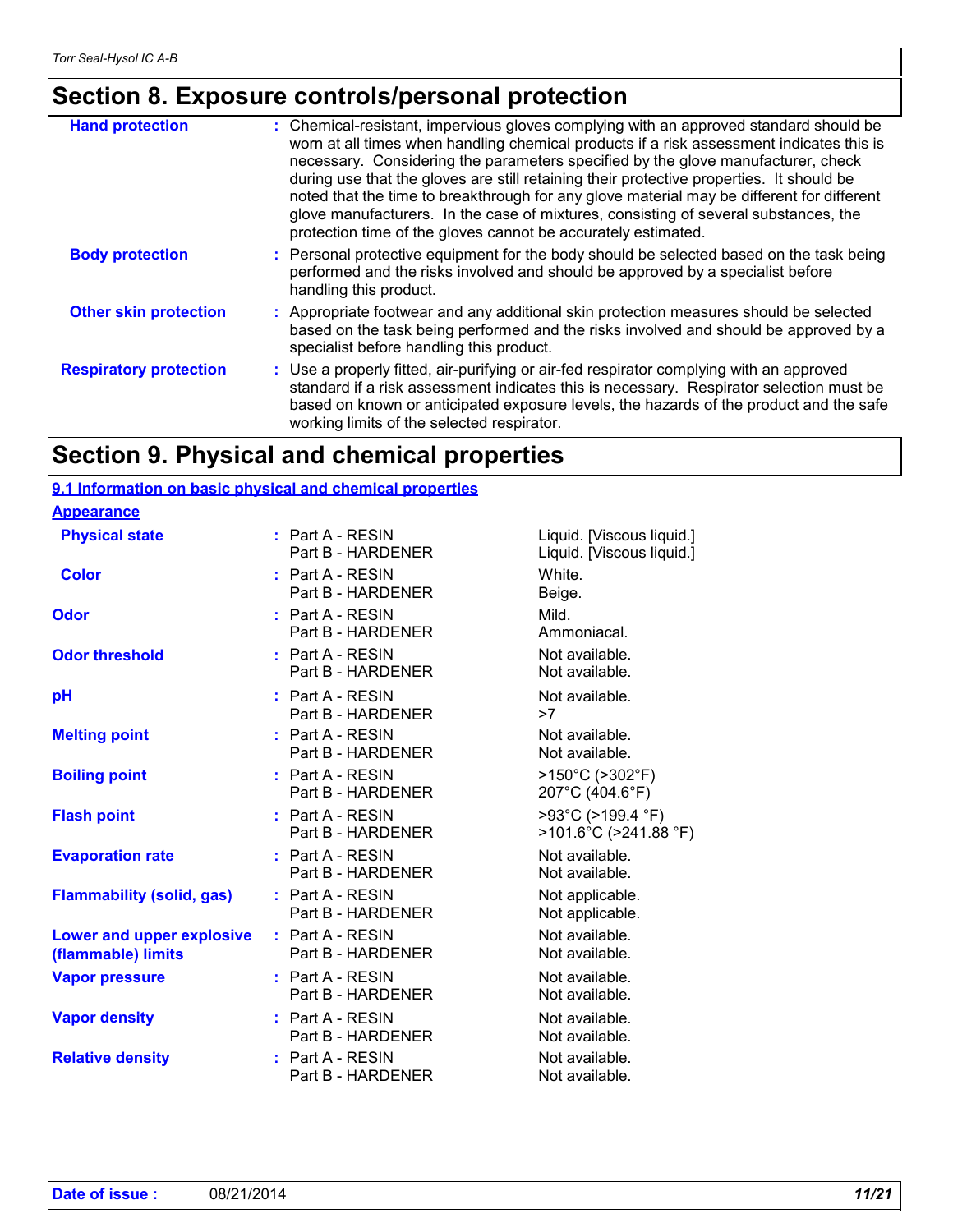# Section 8. Exposure controls/personal protection

**Hand protection** : Chemical-resistant, impervious gloves complying with an approved standard should be worn at all times when handling chemical products if a risk assessment indicates this is necessary. Considering the parameters specified by the glove manufacturer, check during use that the gloves are still retaining their protective properties. It should be noted that the time to breakthrough for any glove material may be different for different glove manufacturers. In the case of mixtures, consisting of several substances, the protection time of the gloves cannot be accurately estimated.

**Body protection** : Personal protective equipment for the body should be selected based on the task being performed and the risks involved and should be approved by a specialist before handling this product.

**Other skin protection** : Appropriate footwear and any additional skin protection measures should be selected based on the task being performed and the risks involved and should be approved by a specialist before handling this product.

**Respiratory protection** : Use a properly fitted, air-purifying or air-fed respirator complying with an approved standard if a risk assessment indicates this is necessary. Respirator selection must be based on known or anticipated exposure levels, the hazards of the product and the safe working limits of the selected respirator.

# Section 9. Physical and chemical properties

## 9.1 Information on basic physical and chemical properties

### Appearance

| Property | Part | Value |
|---|---|---|
| **Physical state** | Part A - RESIN | Liquid. [Viscous liquid.] |
| | Part B - HARDENER | Liquid. [Viscous liquid.] |
| **Color** | Part A - RESIN | White. |
| | Part B - HARDENER | Beige. |
| **Odor** | Part A - RESIN | Mild. |
| | Part B - HARDENER | Ammoniacal. |
| **Odor threshold** | Part A - RESIN | Not available. |
| | Part B - HARDENER | Not available. |
| **pH** | Part A - RESIN | Not available. |
| | Part B - HARDENER | >7 |
| **Melting point** | Part A - RESIN | Not available. |
| | Part B - HARDENER | Not available. |
| **Boiling point** | Part A - RESIN | >150°C (>302°F) |
| | Part B - HARDENER | 207°C (404.6°F) |
| **Flash point** | Part A - RESIN | >93°C (>199.4 °F) |
| | Part B - HARDENER | >101.6°C (>241.88 °F) |
| **Evaporation rate** | Part A - RESIN | Not available. |
| | Part B - HARDENER | Not available. |
| **Flammability (solid, gas)** | Part A - RESIN | Not applicable. |
| | Part B - HARDENER | Not applicable. |
| **Lower and upper explosive (flammable) limits** | Part A - RESIN | Not available. |
| | Part B - HARDENER | Not available. |
| **Vapor pressure** | Part A - RESIN | Not available. |
| | Part B - HARDENER | Not available. |
| **Vapor density** | Part A - RESIN | Not available. |
| | Part B - HARDENER | Not available. |
| **Relative density** | Part A - RESIN | Not available. |
| | Part B - HARDENER | Not available. |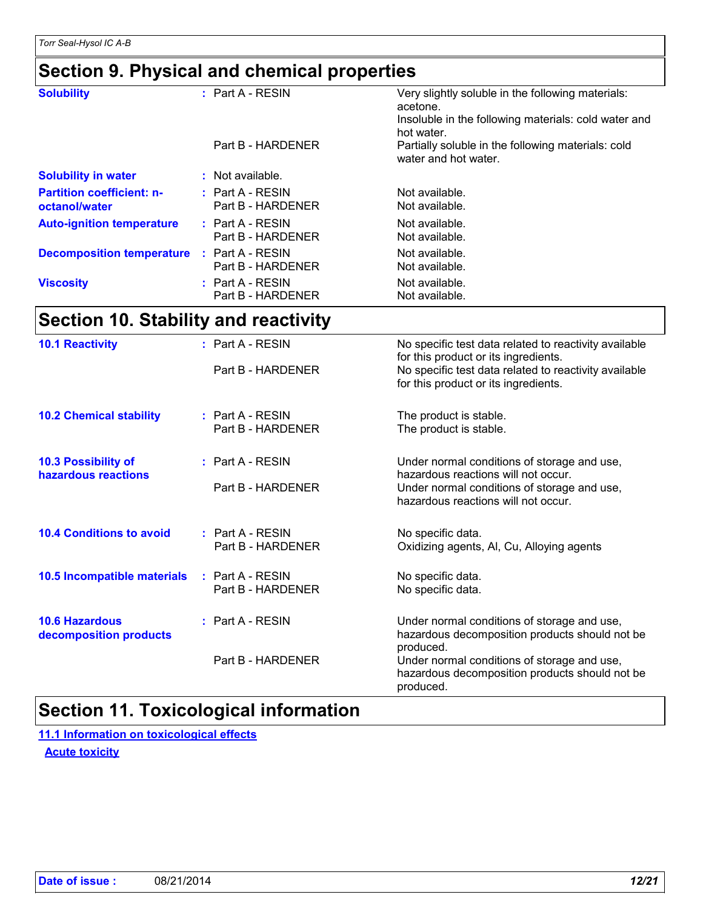## Section 9. Physical and chemical properties

| | | |
|---|---|---|
| **Solubility** | : Part A - RESIN | Very slightly soluble in the following materials: acetone. Insoluble in the following materials: cold water and hot water. |
| | Part B - HARDENER | Partially soluble in the following materials: cold water and hot water. |
| **Solubility in water** | : Not available. | |
| **Partition coefficient: n-octanol/water** | : Part A - RESIN | Not available. |
| | Part B - HARDENER | Not available. |
| **Auto-ignition temperature** | : Part A - RESIN | Not available. |
| | Part B - HARDENER | Not available. |
| **Decomposition temperature** | : Part A - RESIN | Not available. |
| | Part B - HARDENER | Not available. |
| **Viscosity** | : Part A - RESIN | Not available. |
| | Part B - HARDENER | Not available. |

## Section 10. Stability and reactivity

| | | |
|---|---|---|
| **10.1 Reactivity** | : Part A - RESIN | No specific test data related to reactivity available for this product or its ingredients. |
| | Part B - HARDENER | No specific test data related to reactivity available for this product or its ingredients. |
| **10.2 Chemical stability** | : Part A - RESIN | The product is stable. |
| | Part B - HARDENER | The product is stable. |
| **10.3 Possibility of hazardous reactions** | : Part A - RESIN | Under normal conditions of storage and use, hazardous reactions will not occur. |
| | Part B - HARDENER | Under normal conditions of storage and use, hazardous reactions will not occur. |
| **10.4 Conditions to avoid** | : Part A - RESIN | No specific data. |
| | Part B - HARDENER | Oxidizing agents, Al, Cu, Alloying agents |
| **10.5 Incompatible materials** | : Part A - RESIN | No specific data. |
| | Part B - HARDENER | No specific data. |
| **10.6 Hazardous decomposition products** | : Part A - RESIN | Under normal conditions of storage and use, hazardous decomposition products should not be produced. |
| | Part B - HARDENER | Under normal conditions of storage and use, hazardous decomposition products should not be produced. |

## Section 11. Toxicological information

### 11.1 Information on toxicological effects

#### Acute toxicity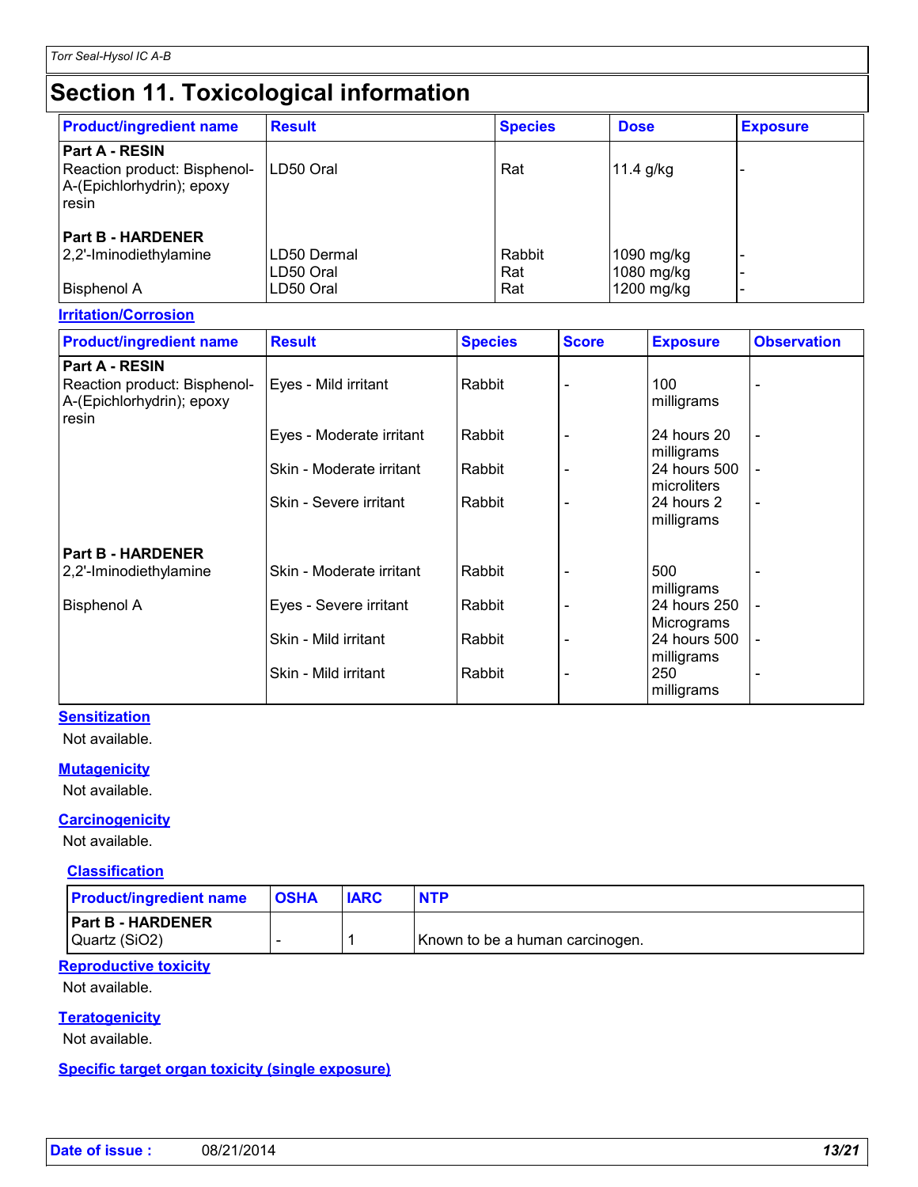## Section 11. Toxicological information

| Product/ingredient name | Result | Species | Dose | Exposure |
|---|---|---|---|---|
| **Part A - RESIN** | | | | |
| Reaction product: Bisphenol-A-(Epichlorhydrin); epoxy resin | LD50 Oral | Rat | 11.4 g/kg | - |
| **Part B - HARDENER** | | | | |
| 2,2'-Iminodiethylamine | LD50 Dermal | Rabbit | 1090 mg/kg | - |
| | LD50 Oral | Rat | 1080 mg/kg | - |
| Bisphenol A | LD50 Oral | Rat | 1200 mg/kg | - |

### Irritation/Corrosion

| Product/ingredient name | Result | Species | Score | Exposure | Observation |
|---|---|---|---|---|---|
| **Part A - RESIN** | | | | | |
| Reaction product: Bisphenol-A-(Epichlorhydrin); epoxy resin | Eyes - Mild irritant | Rabbit | - | 100 milligrams | - |
| | Eyes - Moderate irritant | Rabbit | - | 24 hours 20 milligrams | - |
| | Skin - Moderate irritant | Rabbit | - | 24 hours 500 microliters | - |
| | Skin - Severe irritant | Rabbit | - | 24 hours 2 milligrams | - |
| **Part B - HARDENER** | | | | | |
| 2,2'-Iminodiethylamine | Skin - Moderate irritant | Rabbit | - | 500 milligrams | - |
| Bisphenol A | Eyes - Severe irritant | Rabbit | - | 24 hours 250 Micrograms | - |
| | Skin - Mild irritant | Rabbit | - | 24 hours 500 milligrams | - |
| | Skin - Mild irritant | Rabbit | - | 250 milligrams | - |

### Sensitization

Not available.

### Mutagenicity

Not available.

### Carcinogenicity

Not available.

#### Classification

| Product/ingredient name | OSHA | IARC | NTP |
|---|---|---|---|
| **Part B - HARDENER** | | | |
| Quartz ($SiO_2$) | - | 1 | Known to be a human carcinogen. |

### Reproductive toxicity

Not available.

### Teratogenicity

Not available.

### Specific target organ toxicity (single exposure)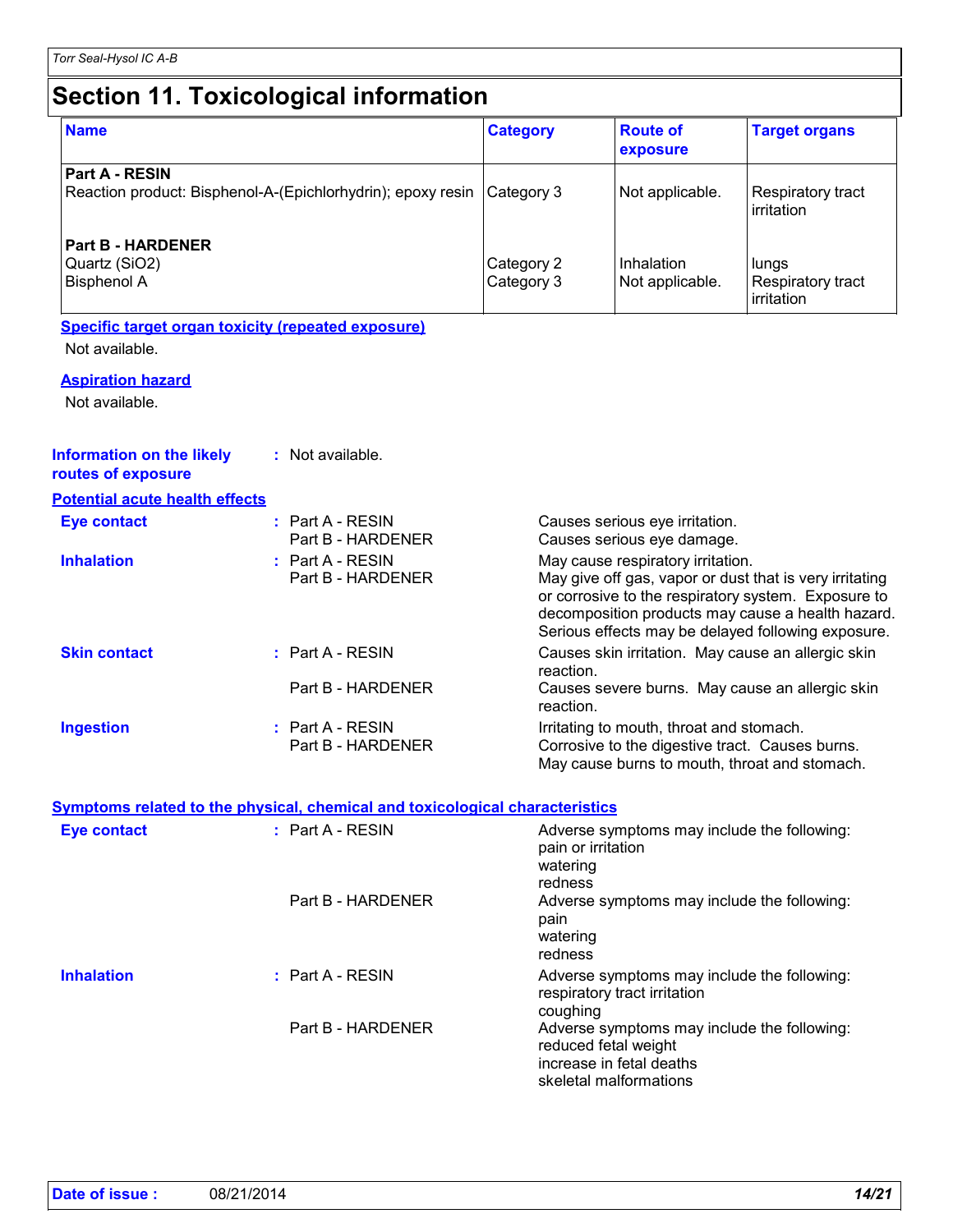# Section 11. Toxicological information

| Name | Category | Route of exposure | Target organs |
|---|---|---|---|
| **Part A - RESIN** | | | |
| Reaction product: Bisphenol-A-(Epichlorhydrin); epoxy resin | Category 3 | Not applicable. | Respiratory tract irritation |
| **Part B - HARDENER** | | | |
| Quartz ($SiO_2$) | Category 2 | Inhalation | lungs |
| Bisphenol A | Category 3 | Not applicable. | Respiratory tract irritation |

**Specific target organ toxicity (repeated exposure)**

Not available.

**Aspiration hazard**

Not available.

**Information on the likely routes of exposure** : Not available.

**Potential acute health effects**

| | | |
|---|---|---|
| **Eye contact** | Part A - RESIN | Causes serious eye irritation. |
| | Part B - HARDENER | Causes serious eye damage. |
| **Inhalation** | Part A - RESIN | May cause respiratory irritation. |
| | Part B - HARDENER | May give off gas, vapor or dust that is very irritating or corrosive to the respiratory system. Exposure to decomposition products may cause a health hazard. Serious effects may be delayed following exposure. |
| **Skin contact** | Part A - RESIN | Causes skin irritation. May cause an allergic skin reaction. |
| | Part B - HARDENER | Causes severe burns. May cause an allergic skin reaction. |
| **Ingestion** | Part A - RESIN | Irritating to mouth, throat and stomach. |
| | Part B - HARDENER | Corrosive to the digestive tract. Causes burns. May cause burns to mouth, throat and stomach. |

**Symptoms related to the physical, chemical and toxicological characteristics**

| | | |
|---|---|---|
| **Eye contact** | Part A - RESIN | Adverse symptoms may include the following:<br>pain or irritation<br>watering<br>redness |
| | Part B - HARDENER | Adverse symptoms may include the following:<br>pain<br>watering<br>redness |
| **Inhalation** | Part A - RESIN | Adverse symptoms may include the following:<br>respiratory tract irritation<br>coughing |
| | Part B - HARDENER | Adverse symptoms may include the following:<br>reduced fetal weight<br>increase in fetal deaths<br>skeletal malformations |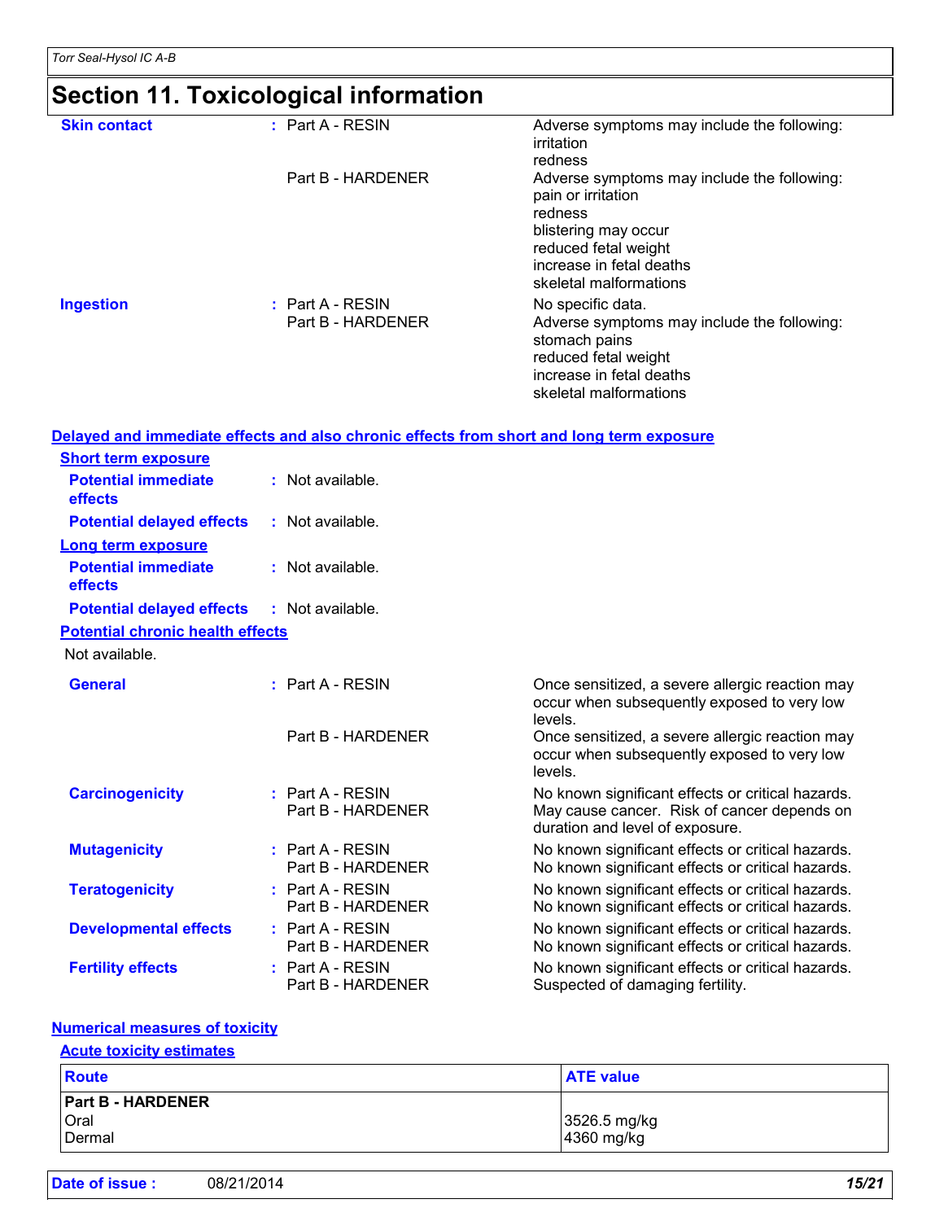## Section 11. Toxicological information

**Skin contact** : Part A - RESIN — Adverse symptoms may include the following:
irritation
redness

Part B - HARDENER — Adverse symptoms may include the following:
pain or irritation
redness
blistering may occur
reduced fetal weight
increase in fetal deaths
skeletal malformations

**Ingestion** : Part A - RESIN — No specific data.

Part B - HARDENER — Adverse symptoms may include the following:
stomach pains
reduced fetal weight
increase in fetal deaths
skeletal malformations

### Delayed and immediate effects and also chronic effects from short and long term exposure

**Short term exposure**

**Potential immediate effects** : Not available.

**Potential delayed effects** : Not available.

**Long term exposure**

**Potential immediate effects** : Not available.

**Potential delayed effects** : Not available.

**Potential chronic health effects**

Not available.

**General** : Part A - RESIN — Once sensitized, a severe allergic reaction may occur when subsequently exposed to very low levels.

Part B - HARDENER — Once sensitized, a severe allergic reaction may occur when subsequently exposed to very low levels.

**Carcinogenicity** : Part A - RESIN — No known significant effects or critical hazards.
Part B - HARDENER — May cause cancer. Risk of cancer depends on duration and level of exposure.

**Mutagenicity** : Part A - RESIN — No known significant effects or critical hazards.
Part B - HARDENER — No known significant effects or critical hazards.

**Teratogenicity** : Part A - RESIN — No known significant effects or critical hazards.
Part B - HARDENER — No known significant effects or critical hazards.

**Developmental effects** : Part A - RESIN — No known significant effects or critical hazards.
Part B - HARDENER — No known significant effects or critical hazards.

**Fertility effects** : Part A - RESIN — No known significant effects or critical hazards.
Part B - HARDENER — Suspected of damaging fertility.

### Numerical measures of toxicity

**Acute toxicity estimates**

| Route | ATE value |
|---|---|
| **Part B - HARDENER** | |
| Oral | 3526.5 mg/kg |
| Dermal | 4360 mg/kg |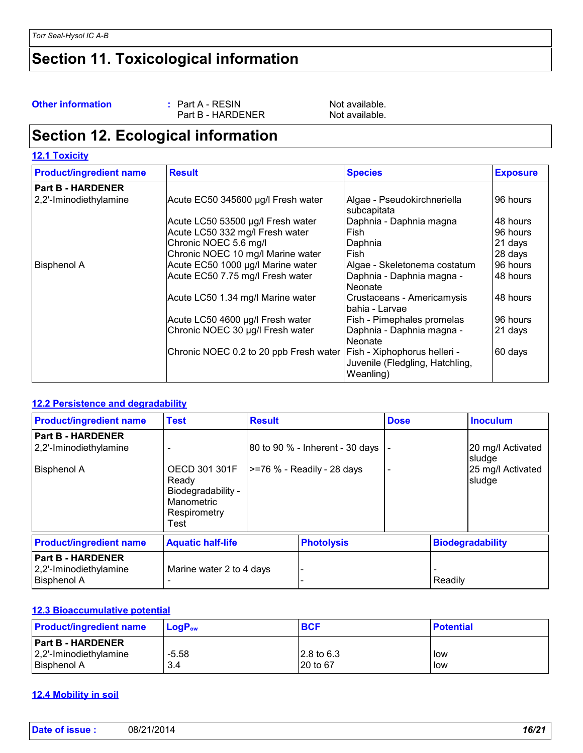## Section 11. Toxicological information

**Other information** : Part A - RESIN Not available.
Part B - HARDENER Not available.

## Section 12. Ecological information

### 12.1 Toxicity

| Product/ingredient name | Result | Species | Exposure |
|---|---|---|---|
| **Part B - HARDENER** | | | |
| 2,2'-Iminodiethylamine | Acute EC50 345600 µg/l Fresh water | Algae - Pseudokirchneriella subcapitata | 96 hours |
| | Acute LC50 53500 µg/l Fresh water | Daphnia - Daphnia magna | 48 hours |
| | Acute LC50 332 mg/l Fresh water | Fish | 96 hours |
| | Chronic NOEC 5.6 mg/l | Daphnia | 21 days |
| | Chronic NOEC 10 mg/l Marine water | Fish | 28 days |
| Bisphenol A | Acute EC50 1000 µg/l Marine water | Algae - Skeletonema costatum | 96 hours |
| | Acute EC50 7.75 mg/l Fresh water | Daphnia - Daphnia magna - Neonate | 48 hours |
| | Acute LC50 1.34 mg/l Marine water | Crustaceans - Americamysis bahia - Larvae | 48 hours |
| | Acute LC50 4600 µg/l Fresh water | Fish - Pimephales promelas | 96 hours |
| | Chronic NOEC 30 µg/l Fresh water | Daphnia - Daphnia magna - Neonate | 21 days |
| | Chronic NOEC 0.2 to 20 ppb Fresh water | Fish - Xiphophorus helleri - Juvenile (Fledgling, Hatchling, Weanling) | 60 days |

### 12.2 Persistence and degradability

| Product/ingredient name | Test | Result | Dose | Inoculum |
|---|---|---|---|---|
| **Part B - HARDENER** | | | | |
| 2,2'-Iminodiethylamine | - | 80 to 90 % - Inherent - 30 days | - | 20 mg/l Activated sludge |
| Bisphenol A | OECD 301 301F Ready Biodegradability - Manometric Respirometry Test | >=76 % - Readily - 28 days | - | 25 mg/l Activated sludge |

| Product/ingredient name | Aquatic half-life | Photolysis | Biodegradability |
|---|---|---|---|
| **Part B - HARDENER** | | | |
| 2,2'-Iminodiethylamine | Marine water 2 to 4 days | - | - |
| Bisphenol A | - | - | Readily |

### 12.3 Bioaccumulative potential

| Product/ingredient name | $LogP_{ow}$ | BCF | Potential |
|---|---|---|---|
| **Part B - HARDENER** | | | |
| 2,2'-Iminodiethylamine | -5.58 | 2.8 to 6.3 | low |
| Bisphenol A | 3.4 | 20 to 67 | low |

### 12.4 Mobility in soil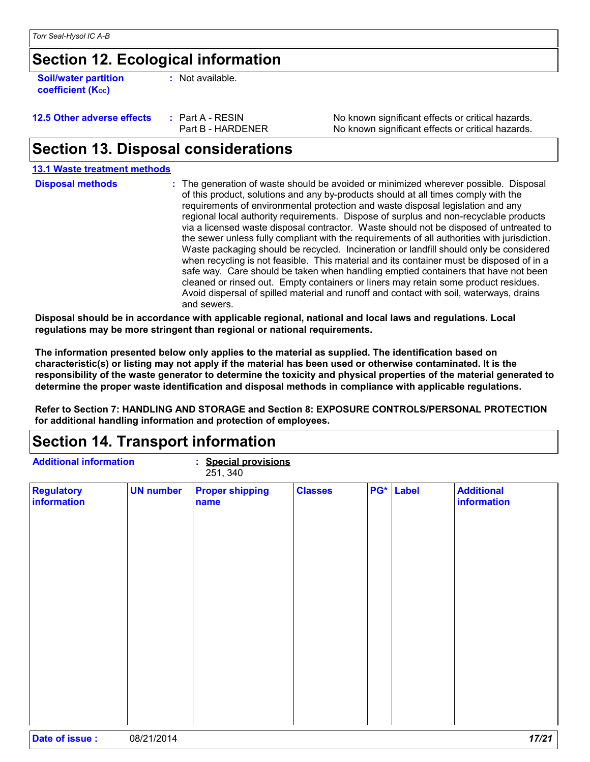## Section 12. Ecological information

**Soil/water partition coefficient ($K_{OC}$)** : Not available.

**12.5 Other adverse effects** :

| | |
|---|---|
| Part A - RESIN | No known significant effects or critical hazards. |
| Part B - HARDENER | No known significant effects or critical hazards. |

## Section 13. Disposal considerations

**13.1 Waste treatment methods**

**Disposal methods** : The generation of waste should be avoided or minimized wherever possible. Disposal of this product, solutions and any by-products should at all times comply with the requirements of environmental protection and waste disposal legislation and any regional local authority requirements. Dispose of surplus and non-recyclable products via a licensed waste disposal contractor. Waste should not be disposed of untreated to the sewer unless fully compliant with the requirements of all authorities with jurisdiction. Waste packaging should be recycled. Incineration or landfill should only be considered when recycling is not feasible. This material and its container must be disposed of in a safe way. Care should be taken when handling emptied containers that have not been cleaned or rinsed out. Empty containers or liners may retain some product residues. Avoid dispersal of spilled material and runoff and contact with soil, waterways, drains and sewers.

**Disposal should be in accordance with applicable regional, national and local laws and regulations. Local regulations may be more stringent than regional or national requirements.**

**The information presented below only applies to the material as supplied. The identification based on characteristic(s) or listing may not apply if the material has been used or otherwise contaminated. It is the responsibility of the waste generator to determine the toxicity and physical properties of the material generated to determine the proper waste identification and disposal methods in compliance with applicable regulations.**

**Refer to Section 7: HANDLING AND STORAGE and Section 8: EXPOSURE CONTROLS/PERSONAL PROTECTION for additional handling information and protection of employees.**

## Section 14. Transport information

**Additional information** : **Special provisions**
251, 340

| Regulatory information | UN number | Proper shipping name | Classes | PG* | Label | Additional information |
|---|---|---|---|---|---|---|
| | | | | | | |

**Date of issue :** 08/21/2014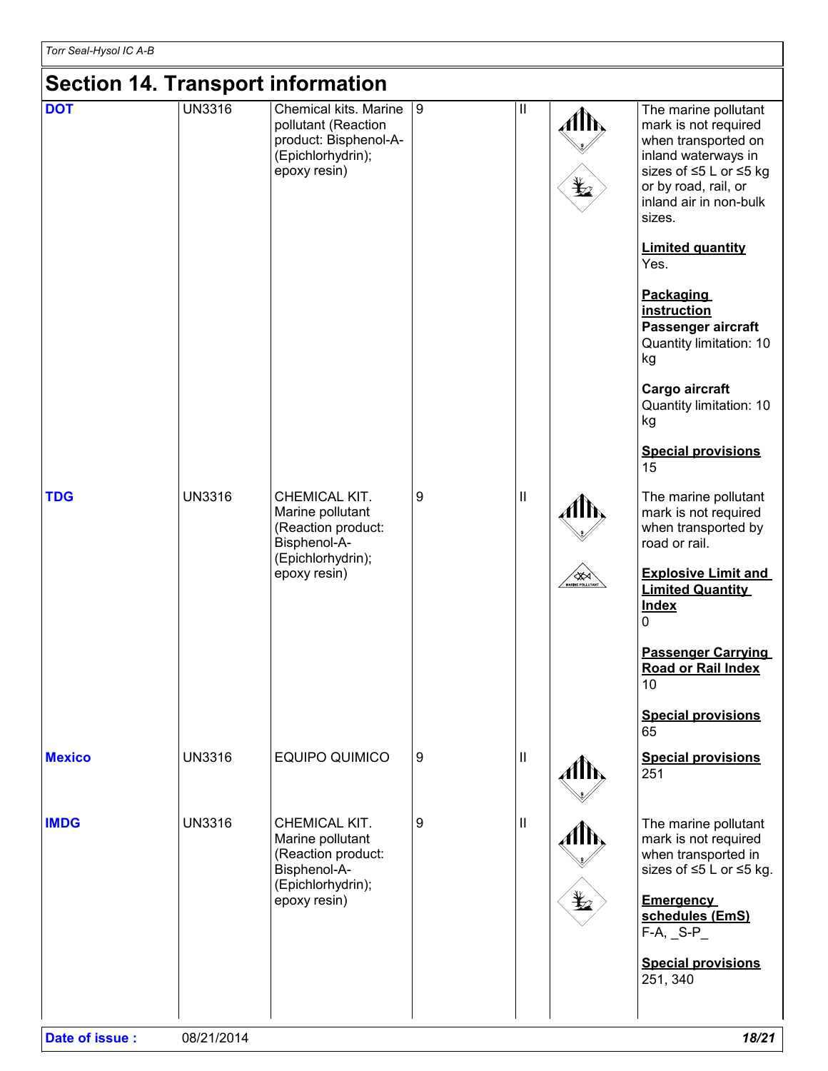## Section 14. Transport information

| | | | | | | |
|---|---|---|---|---|---|---|
| **DOT** | UN3316 | Chemical kits. Marine pollutant (Reaction product: Bisphenol-A-(Epichlorhydrin); epoxy resin) | 9 | II | | The marine pollutant mark is not required when transported on inland waterways in sizes of ≤5 L or ≤5 kg or by road, rail, or inland air in non-bulk sizes.<br><br>**Limited quantity**<br>Yes.<br><br>**Packaging instruction**<br>**Passenger aircraft**<br>Quantity limitation: 10 kg<br><br>**Cargo aircraft**<br>Quantity limitation: 10 kg<br><br>**Special provisions**<br>15 |
| **TDG** | UN3316 | CHEMICAL KIT. Marine pollutant (Reaction product: Bisphenol-A-(Epichlorhydrin); epoxy resin) | 9 | II | | The marine pollutant mark is not required when transported by road or rail.<br><br>**Explosive Limit and Limited Quantity Index**<br>0<br><br>**Passenger Carrying Road or Rail Index**<br>10<br><br>**Special provisions**<br>65 |
| **Mexico** | UN3316 | EQUIPO QUIMICO | 9 | II | | **Special provisions**<br>251 |
| **IMDG** | UN3316 | CHEMICAL KIT. Marine pollutant (Reaction product: Bisphenol-A-(Epichlorhydrin); epoxy resin) | 9 | II | | The marine pollutant mark is not required when transported in sizes of ≤5 L or ≤5 kg.<br><br>**Emergency schedules (EmS)**<br>F-A, _S-P_<br><br>**Special provisions**<br>251, 340 |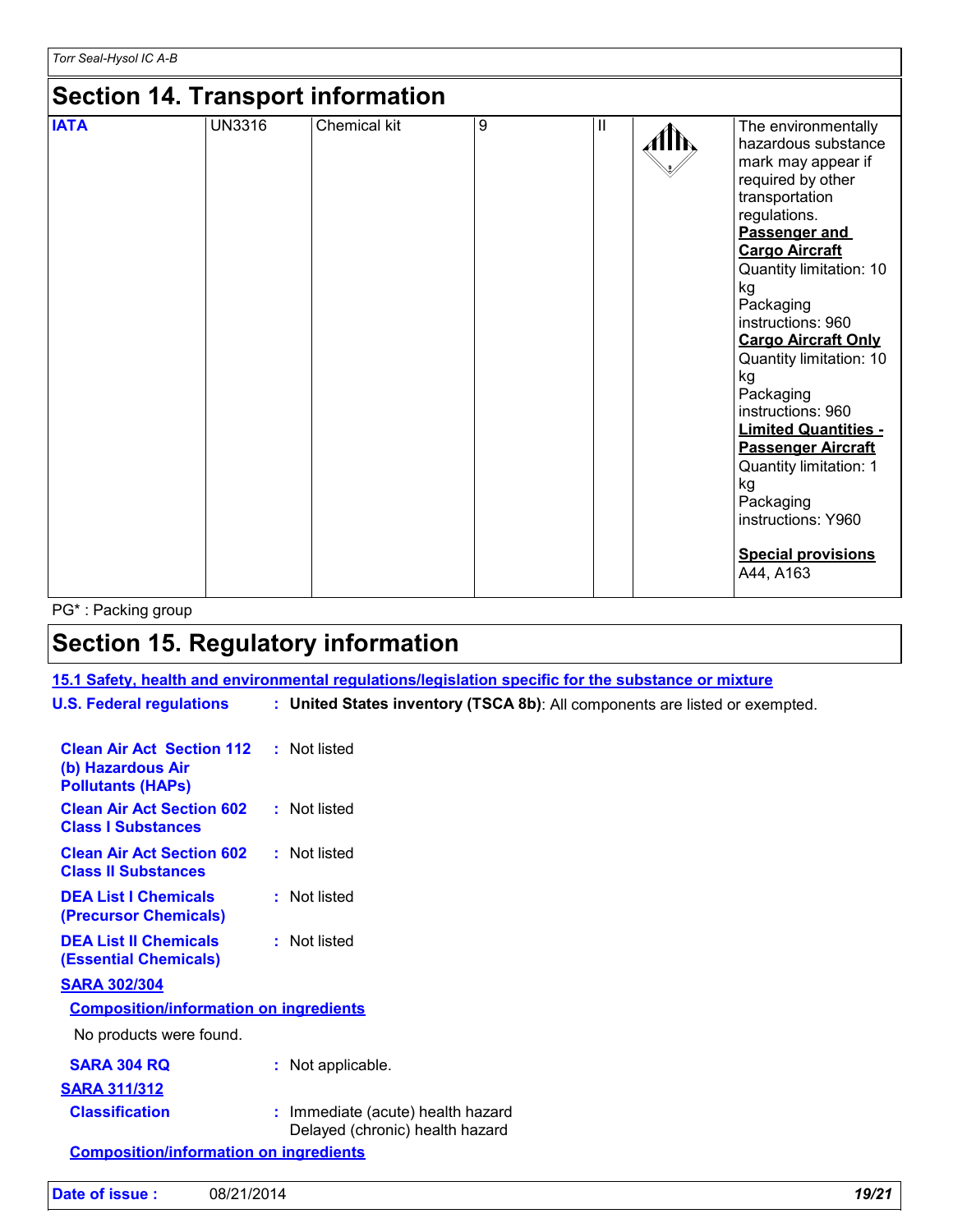## Section 14. Transport information

| IATA | UN3316 | Chemical kit | 9 | II | | The environmentally hazardous substance mark may appear if required by other transportation regulations. **Passenger and Cargo Aircraft** Quantity limitation: 10 kg Packaging instructions: 960 **Cargo Aircraft Only** Quantity limitation: 10 kg Packaging instructions: 960 **Limited Quantities - Passenger Aircraft** Quantity limitation: 1 kg Packaging instructions: Y960 **Special provisions** A44, A163 |
|---|---|---|---|---|---|---|

PG* : Packing group

## Section 15. Regulatory information

**15.1 Safety, health and environmental regulations/legislation specific for the substance or mixture**

**U.S. Federal regulations** : **United States inventory (TSCA 8b)**: All components are listed or exempted.

**Clean Air Act Section 112 (b) Hazardous Air Pollutants (HAPs)** : Not listed

**Clean Air Act Section 602 Class I Substances** : Not listed

**Clean Air Act Section 602 Class II Substances** : Not listed

**DEA List I Chemicals (Precursor Chemicals)** : Not listed

**DEA List II Chemicals (Essential Chemicals)** : Not listed

**SARA 302/304**

**Composition/information on ingredients**

No products were found.

**SARA 304 RQ** : Not applicable.

**SARA 311/312**

**Classification** : Immediate (acute) health hazard
Delayed (chronic) health hazard

**Composition/information on ingredients**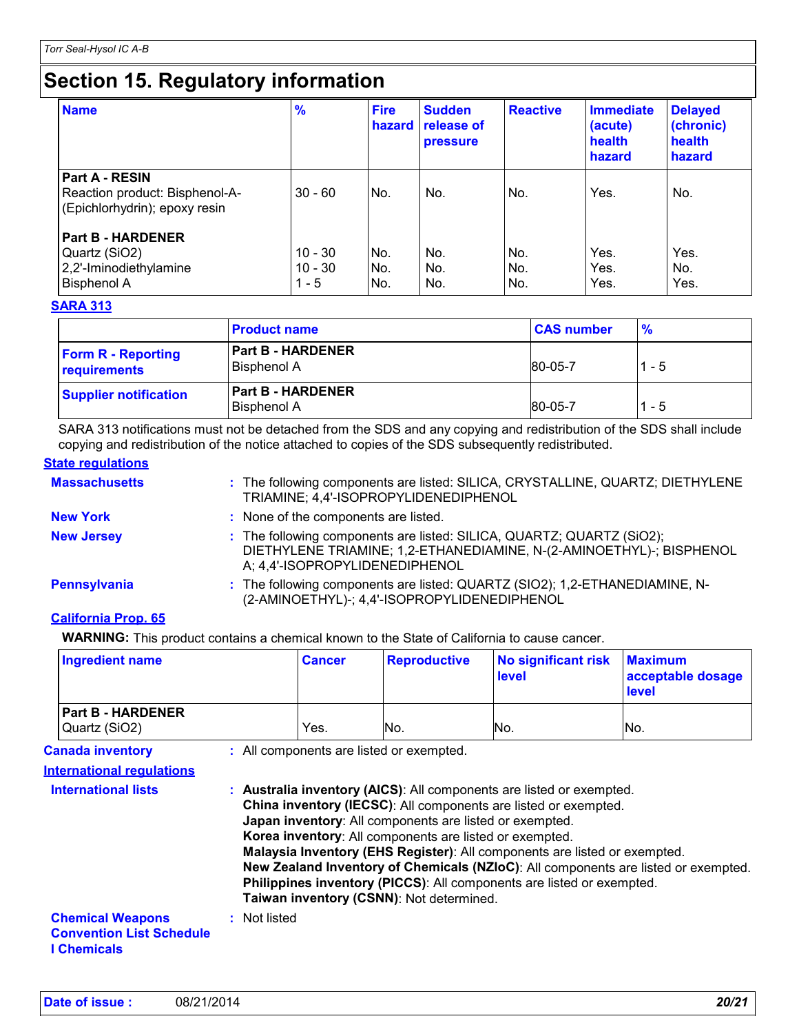# Section 15. Regulatory information

| Name | % | Fire hazard | Sudden release of pressure | Reactive | Immediate (acute) health hazard | Delayed (chronic) health hazard |
|---|---|---|---|---|---|---|
| **Part A - RESIN** | | | | | | |
| Reaction product: Bisphenol-A-(Epichlorhydrin); epoxy resin | 30 - 60 | No. | No. | No. | Yes. | No. |
| **Part B - HARDENER** | | | | | | |
| Quartz ($SiO_2$) | 10 - 30 | No. | No. | No. | Yes. | Yes. |
| 2,2'-Iminodiethylamine | 10 - 30 | No. | No. | No. | Yes. | No. |
| Bisphenol A | 1 - 5 | No. | No. | No. | Yes. | Yes. |

**SARA 313**

| | Product name | CAS number | % |
|---|---|---|---|
| **Form R - Reporting requirements** | **Part B - HARDENER** Bisphenol A | 80-05-7 | 1 - 5 |
| **Supplier notification** | **Part B - HARDENER** Bisphenol A | 80-05-7 | 1 - 5 |

SARA 313 notifications must not be detached from the SDS and any copying and redistribution of the SDS shall include copying and redistribution of the notice attached to copies of the SDS subsequently redistributed.

**State regulations**

**Massachusetts** : The following components are listed: SILICA, CRYSTALLINE, QUARTZ; DIETHYLENE TRIAMINE; 4,4'-ISOPROPYLIDENEDIPHENOL

**New York** : None of the components are listed.

**New Jersey** : The following components are listed: SILICA, QUARTZ; QUARTZ ($SiO_2$); DIETHYLENE TRIAMINE; 1,2-ETHANEDIAMINE, N-(2-AMINOETHYL)-; BISPHENOL A; 4,4'-ISOPROPYLIDENEDIPHENOL

**Pennsylvania** : The following components are listed: QUARTZ ($SIO_2$); 1,2-ETHANEDIAMINE, N-(2-AMINOETHYL)-; 4,4'-ISOPROPYLIDENEDIPHENOL

**California Prop. 65**

**WARNING:** This product contains a chemical known to the State of California to cause cancer.

| Ingredient name | Cancer | Reproductive | No significant risk level | Maximum acceptable dosage level |
|---|---|---|---|---|
| **Part B - HARDENER** Quartz ($SiO_2$) | Yes. | No. | No. | No. |

**Canada inventory** : All components are listed or exempted.

**International regulations**

**International lists** :
**Australia inventory (AICS)**: All components are listed or exempted.
**China inventory (IECSC)**: All components are listed or exempted.
**Japan inventory**: All components are listed or exempted.
**Korea inventory**: All components are listed or exempted.
**Malaysia Inventory (EHS Register)**: All components are listed or exempted.
**New Zealand Inventory of Chemicals (NZIoC)**: All components are listed or exempted.
**Philippines inventory (PICCS)**: All components are listed or exempted.
**Taiwan inventory (CSNN)**: Not determined.

**Chemical Weapons Convention List Schedule I Chemicals** : Not listed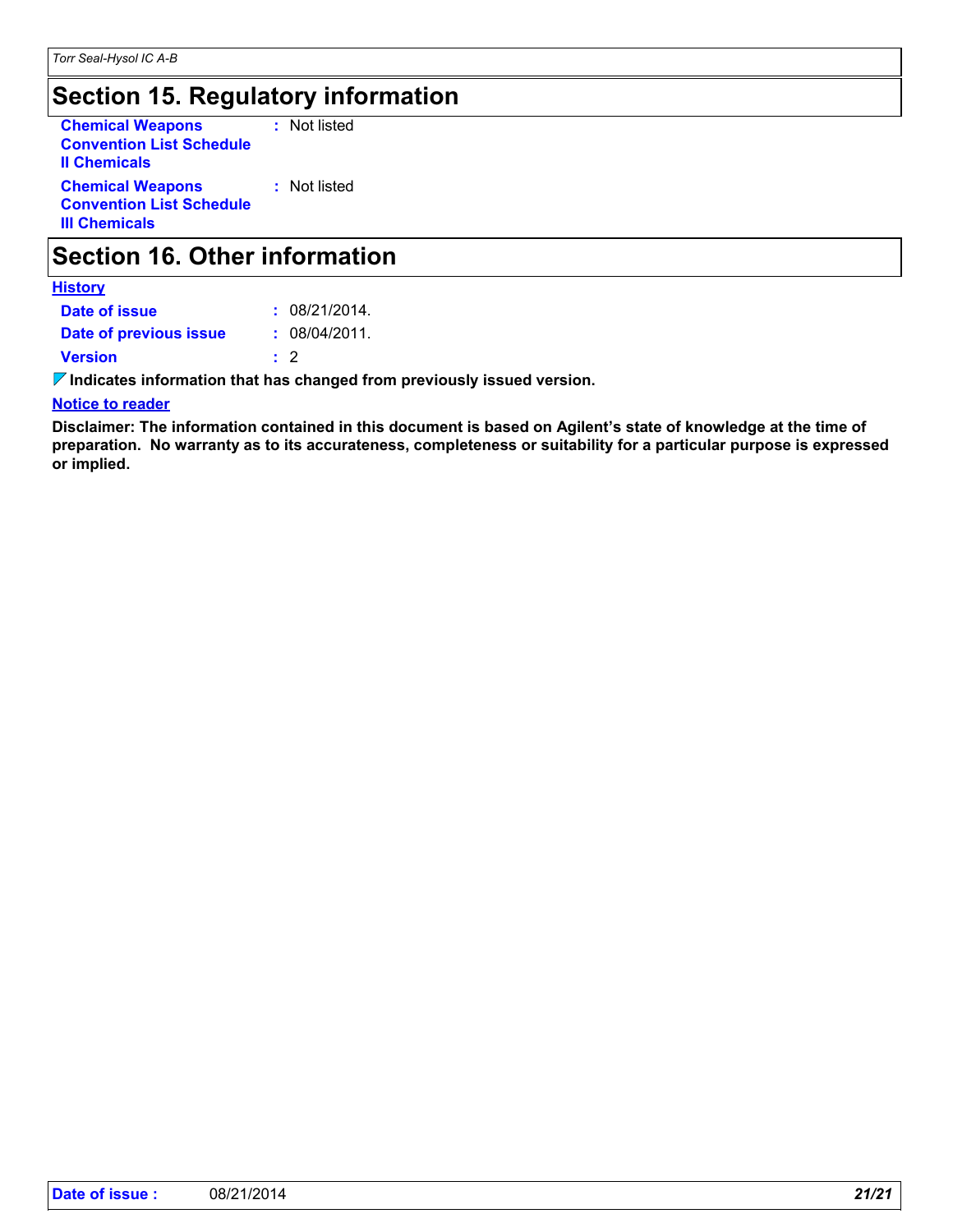## Section 15. Regulatory information

**Chemical Weapons Convention List Schedule II Chemicals** : Not listed

**Chemical Weapons Convention List Schedule III Chemicals** : Not listed

## Section 16. Other information

**History**

**Date of issue** : 08/21/2014.

**Date of previous issue** : 08/04/2011.

**Version** : 2

**Indicates information that has changed from previously issued version.**

**Notice to reader**

**Disclaimer: The information contained in this document is based on Agilent's state of knowledge at the time of preparation. No warranty as to its accurateness, completeness or suitability for a particular purpose is expressed or implied.**